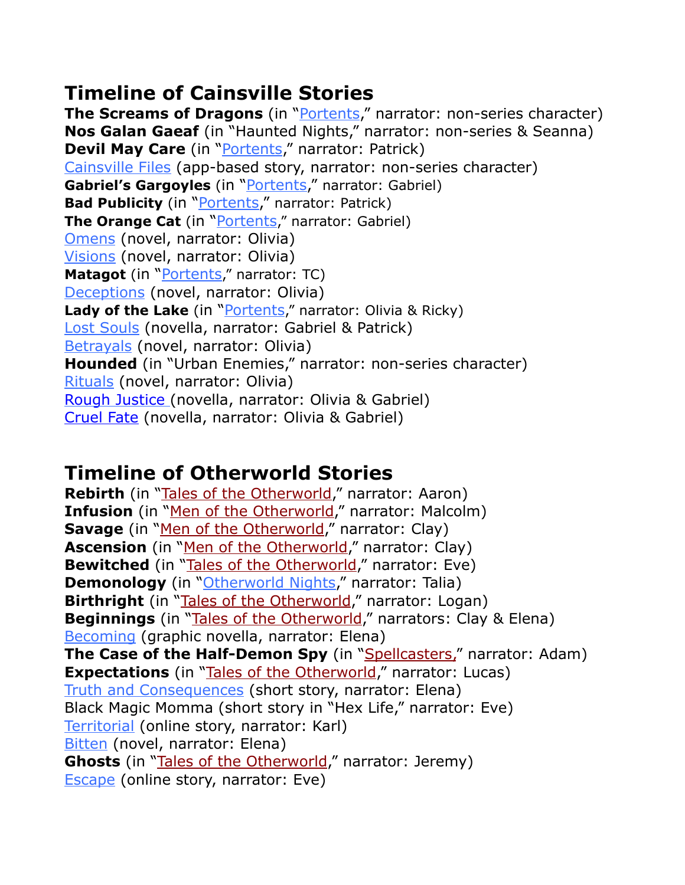## Timeline of Cainsville Stories

**The Screams of Dragons** (in "Portents," narrator: non-series character)
**Nos Galan Gaeaf** (in "Haunted Nights," narrator: non-series & Seanna)
**Devil May Care** (in "Portents," narrator: Patrick)
Cainsville Files (app-based story, narrator: non-series character)
**Gabriel's Gargoyles** (in "Portents," narrator: Gabriel)
**Bad Publicity** (in "Portents," narrator: Patrick)
**The Orange Cat** (in "Portents," narrator: Gabriel)
Omens (novel, narrator: Olivia)
Visions (novel, narrator: Olivia)
**Matagot** (in "Portents," narrator: TC)
Deceptions (novel, narrator: Olivia)
**Lady of the Lake** (in "Portents," narrator: Olivia & Ricky)
Lost Souls (novella, narrator: Gabriel & Patrick)
Betrayals (novel, narrator: Olivia)
**Hounded** (in "Urban Enemies," narrator: non-series character)
Rituals (novel, narrator: Olivia)
Rough Justice (novella, narrator: Olivia & Gabriel)
Cruel Fate (novella, narrator: Olivia & Gabriel)

## Timeline of Otherworld Stories

**Rebirth** (in "Tales of the Otherworld," narrator: Aaron)
**Infusion** (in "Men of the Otherworld," narrator: Malcolm)
**Savage** (in "Men of the Otherworld," narrator: Clay)
**Ascension** (in "Men of the Otherworld," narrator: Clay)
**Bewitched** (in "Tales of the Otherworld," narrator: Eve)
**Demonology** (in "Otherworld Nights," narrator: Talia)
**Birthright** (in "Tales of the Otherworld," narrator: Logan)
**Beginnings** (in "Tales of the Otherworld," narrators: Clay & Elena)
Becoming (graphic novella, narrator: Elena)
**The Case of the Half-Demon Spy** (in "Spellcasters," narrator: Adam)
**Expectations** (in "Tales of the Otherworld," narrator: Lucas)
Truth and Consequences (short story, narrator: Elena)
Black Magic Momma (short story in "Hex Life," narrator: Eve)
Territorial (online story, narrator: Karl)
Bitten (novel, narrator: Elena)
**Ghosts** (in "Tales of the Otherworld," narrator: Jeremy)
Escape (online story, narrator: Eve)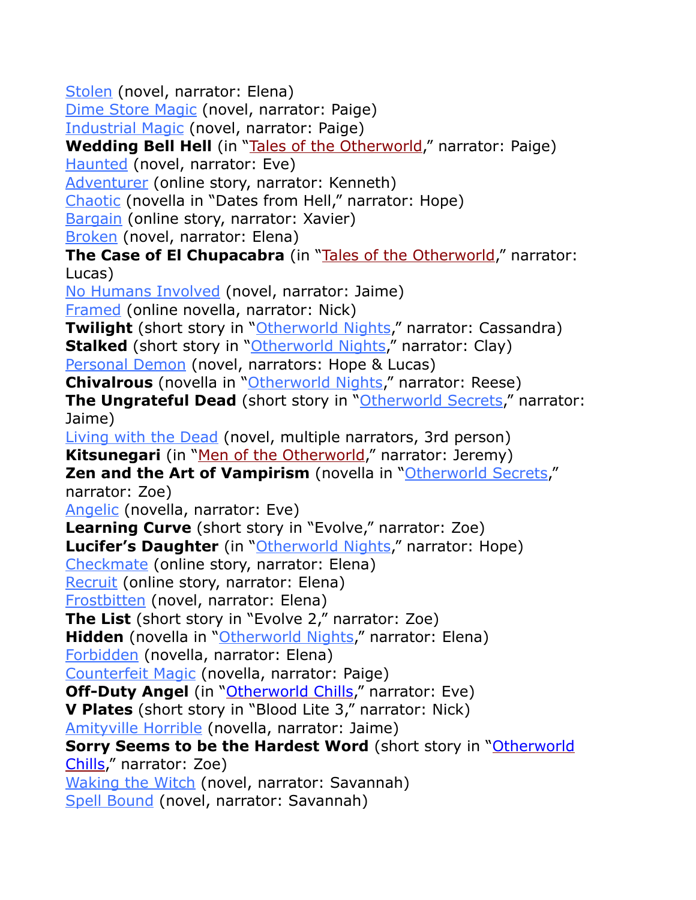Stolen (novel, narrator: Elena)  
Dime Store Magic (novel, narrator: Paige)  
Industrial Magic (novel, narrator: Paige)  
**Wedding Bell Hell** (in "Tales of the Otherworld," narrator: Paige)  
Haunted (novel, narrator: Eve)  
Adventurer (online story, narrator: Kenneth)  
Chaotic (novella in "Dates from Hell," narrator: Hope)  
Bargain (online story, narrator: Xavier)  
Broken (novel, narrator: Elena)  
**The Case of El Chupacabra** (in "Tales of the Otherworld," narrator: Lucas)  
No Humans Involved (novel, narrator: Jaime)  
Framed (online novella, narrator: Nick)  
**Twilight** (short story in "Otherworld Nights," narrator: Cassandra)  
**Stalked** (short story in "Otherworld Nights," narrator: Clay)  
Personal Demon (novel, narrators: Hope & Lucas)  
**Chivalrous** (novella in "Otherworld Nights," narrator: Reese)  
**The Ungrateful Dead** (short story in "Otherworld Secrets," narrator: Jaime)  
Living with the Dead (novel, multiple narrators, 3rd person)  
**Kitsunegari** (in "Men of the Otherworld," narrator: Jeremy)  
**Zen and the Art of Vampirism** (novella in "Otherworld Secrets," narrator: Zoe)  
Angelic (novella, narrator: Eve)  
**Learning Curve** (short story in "Evolve," narrator: Zoe)  
**Lucifer's Daughter** (in "Otherworld Nights," narrator: Hope)  
Checkmate (online story, narrator: Elena)  
Recruit (online story, narrator: Elena)  
Frostbitten (novel, narrator: Elena)  
**The List** (short story in "Evolve 2," narrator: Zoe)  
**Hidden** (novella in "Otherworld Nights," narrator: Elena)  
Forbidden (novella, narrator: Elena)  
Counterfeit Magic (novella, narrator: Paige)  
**Off-Duty Angel** (in "Otherworld Chills," narrator: Eve)  
**V Plates** (short story in "Blood Lite 3," narrator: Nick)  
Amityville Horrible (novella, narrator: Jaime)  
**Sorry Seems to be the Hardest Word** (short story in "Otherworld Chills," narrator: Zoe)  
Waking the Witch (novel, narrator: Savannah)  
Spell Bound (novel, narrator: Savannah)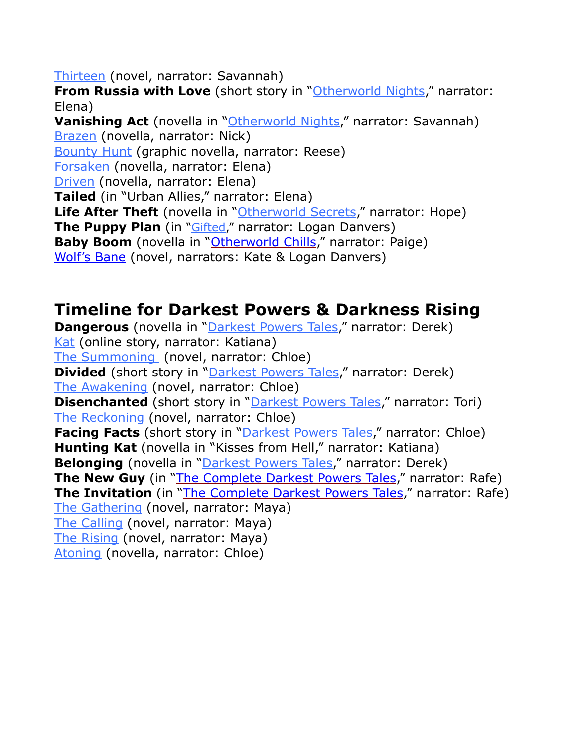Thirteen (novel, narrator: Savannah)

**From Russia with Love** (short story in "Otherworld Nights," narrator: Elena)

**Vanishing Act** (novella in "Otherworld Nights," narrator: Savannah)

Brazen (novella, narrator: Nick)

Bounty Hunt (graphic novella, narrator: Reese)

Forsaken (novella, narrator: Elena)

Driven (novella, narrator: Elena)

**Tailed** (in "Urban Allies," narrator: Elena)

**Life After Theft** (novella in "Otherworld Secrets," narrator: Hope)

**The Puppy Plan** (in "Gifted," narrator: Logan Danvers)

**Baby Boom** (novella in "Otherworld Chills," narrator: Paige)

Wolf's Bane (novel, narrators: Kate & Logan Danvers)

## Timeline for Darkest Powers & Darkness Rising

**Dangerous** (novella in "Darkest Powers Tales," narrator: Derek)

Kat (online story, narrator: Katiana)

The Summoning (novel, narrator: Chloe)

**Divided** (short story in "Darkest Powers Tales," narrator: Derek)

The Awakening (novel, narrator: Chloe)

**Disenchanted** (short story in "Darkest Powers Tales," narrator: Tori)

The Reckoning (novel, narrator: Chloe)

**Facing Facts** (short story in "Darkest Powers Tales," narrator: Chloe)

**Hunting Kat** (novella in "Kisses from Hell," narrator: Katiana)

**Belonging** (novella in "Darkest Powers Tales," narrator: Derek)

**The New Guy** (in "The Complete Darkest Powers Tales," narrator: Rafe)

**The Invitation** (in "The Complete Darkest Powers Tales," narrator: Rafe)

The Gathering (novel, narrator: Maya)

The Calling (novel, narrator: Maya)

The Rising (novel, narrator: Maya)

Atoning (novella, narrator: Chloe)